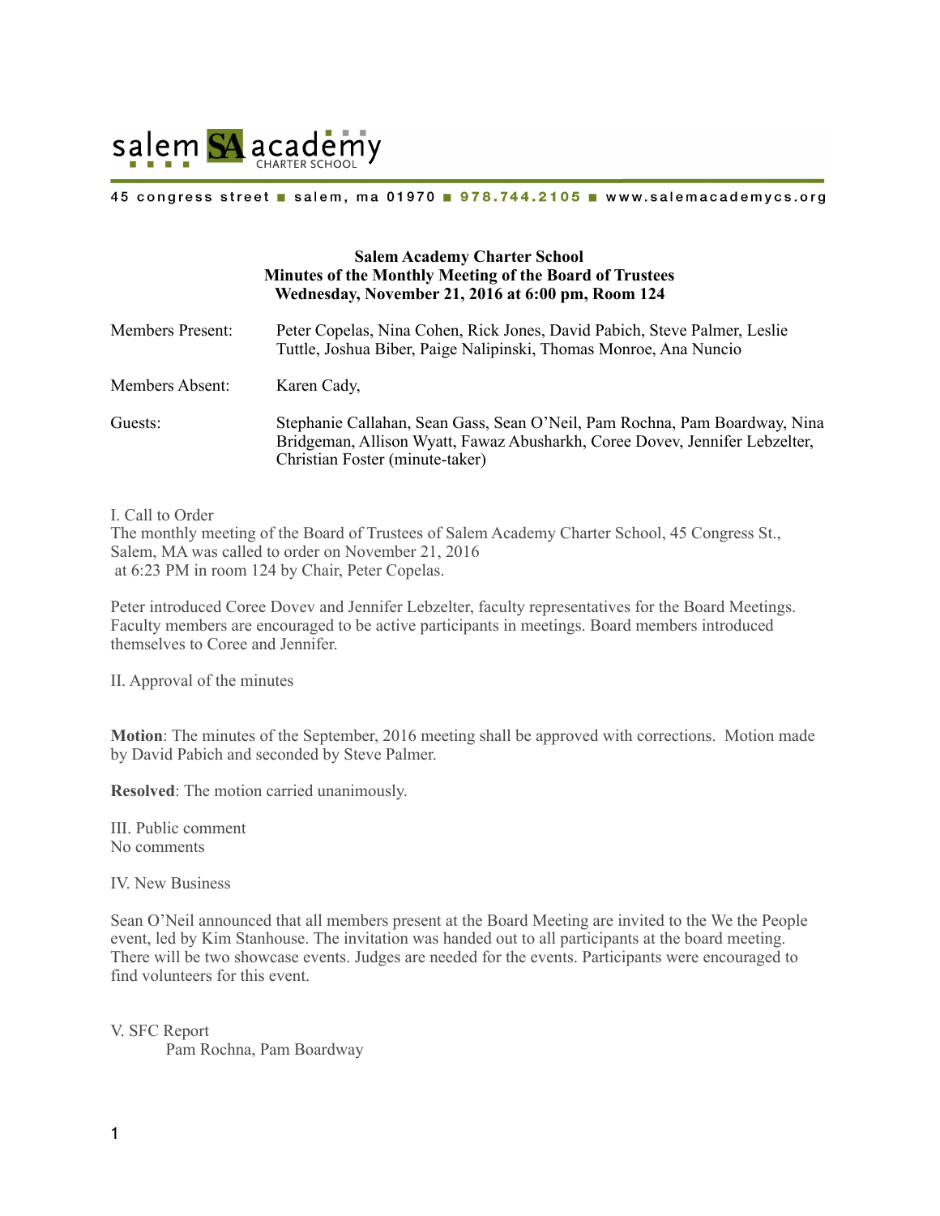salem SA academy CHARTER SCHOOL

45 congress street ■ salem, ma 01970 ■ 978.744.2105 ■ www.salemacademycs.org

**Salem Academy Charter School**
**Minutes of the Monthly Meeting of the Board of Trustees**
**Wednesday, November 21, 2016 at 6:00 pm, Room 124**

| | |
|---|---|
| Members Present: | Peter Copelas, Nina Cohen, Rick Jones, David Pabich, Steve Palmer, Leslie Tuttle, Joshua Biber, Paige Nalipinski, Thomas Monroe, Ana Nuncio |
| Members Absent: | Karen Cady, |
| Guests: | Stephanie Callahan, Sean Gass, Sean O'Neil, Pam Rochna, Pam Boardway, Nina Bridgeman, Allison Wyatt, Fawaz Abusharkh, Coree Dovev, Jennifer Lebzelter, Christian Foster (minute-taker) |

I. Call to Order
The monthly meeting of the Board of Trustees of Salem Academy Charter School, 45 Congress St., Salem, MA was called to order on November 21, 2016
at 6:23 PM in room 124 by Chair, Peter Copelas.

Peter introduced Coree Dovev and Jennifer Lebzelter, faculty representatives for the Board Meetings. Faculty members are encouraged to be active participants in meetings. Board members introduced themselves to Coree and Jennifer.

II. Approval of the minutes

**Motion**: The minutes of the September, 2016 meeting shall be approved with corrections. Motion made by David Pabich and seconded by Steve Palmer.

**Resolved**: The motion carried unanimously.

III. Public comment
No comments

IV. New Business

Sean O'Neil announced that all members present at the Board Meeting are invited to the We the People event, led by Kim Stanhouse. The invitation was handed out to all participants at the board meeting. There will be two showcase events. Judges are needed for the events. Participants were encouraged to find volunteers for this event.

V. SFC Report
Pam Rochna, Pam Boardway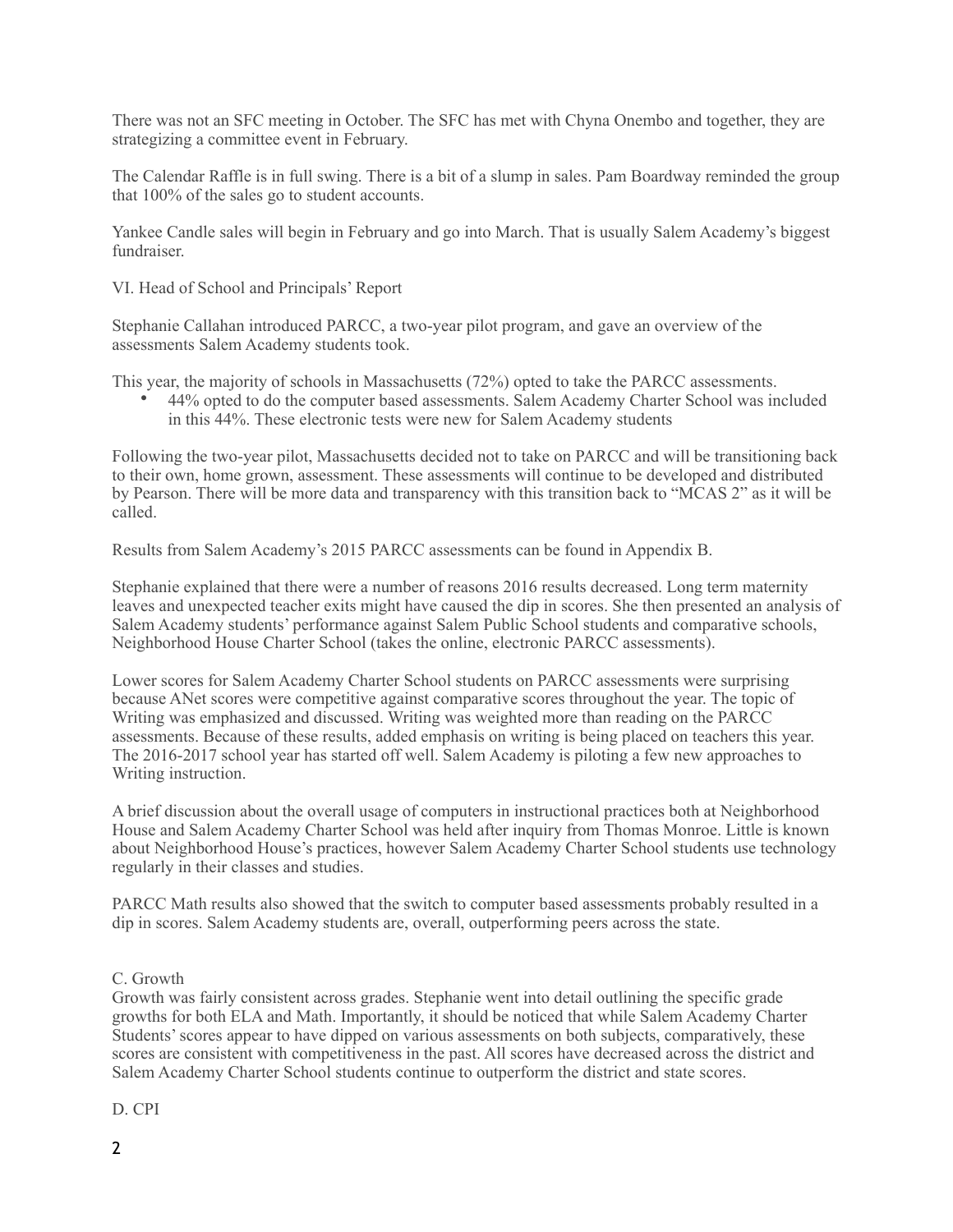There was not an SFC meeting in October. The SFC has met with Chyna Onembo and together, they are strategizing a committee event in February.

The Calendar Raffle is in full swing. There is a bit of a slump in sales. Pam Boardway reminded the group that 100% of the sales go to student accounts.

Yankee Candle sales will begin in February and go into March. That is usually Salem Academy's biggest fundraiser.

VI. Head of School and Principals' Report

Stephanie Callahan introduced PARCC, a two-year pilot program, and gave an overview of the assessments Salem Academy students took.

This year, the majority of schools in Massachusetts (72%) opted to take the PARCC assessments.

- 44% opted to do the computer based assessments. Salem Academy Charter School was included in this 44%. These electronic tests were new for Salem Academy students

Following the two-year pilot, Massachusetts decided not to take on PARCC and will be transitioning back to their own, home grown, assessment. These assessments will continue to be developed and distributed by Pearson. There will be more data and transparency with this transition back to "MCAS 2" as it will be called.

Results from Salem Academy's 2015 PARCC assessments can be found in Appendix B.

Stephanie explained that there were a number of reasons 2016 results decreased. Long term maternity leaves and unexpected teacher exits might have caused the dip in scores. She then presented an analysis of Salem Academy students' performance against Salem Public School students and comparative schools, Neighborhood House Charter School (takes the online, electronic PARCC assessments).

Lower scores for Salem Academy Charter School students on PARCC assessments were surprising because ANet scores were competitive against comparative scores throughout the year. The topic of Writing was emphasized and discussed. Writing was weighted more than reading on the PARCC assessments. Because of these results, added emphasis on writing is being placed on teachers this year. The 2016-2017 school year has started off well. Salem Academy is piloting a few new approaches to Writing instruction.

A brief discussion about the overall usage of computers in instructional practices both at Neighborhood House and Salem Academy Charter School was held after inquiry from Thomas Monroe. Little is known about Neighborhood House's practices, however Salem Academy Charter School students use technology regularly in their classes and studies.

PARCC Math results also showed that the switch to computer based assessments probably resulted in a dip in scores. Salem Academy students are, overall, outperforming peers across the state.

C. Growth

Growth was fairly consistent across grades. Stephanie went into detail outlining the specific grade growths for both ELA and Math. Importantly, it should be noticed that while Salem Academy Charter Students' scores appear to have dipped on various assessments on both subjects, comparatively, these scores are consistent with competitiveness in the past. All scores have decreased across the district and Salem Academy Charter School students continue to outperform the district and state scores.

D. CPI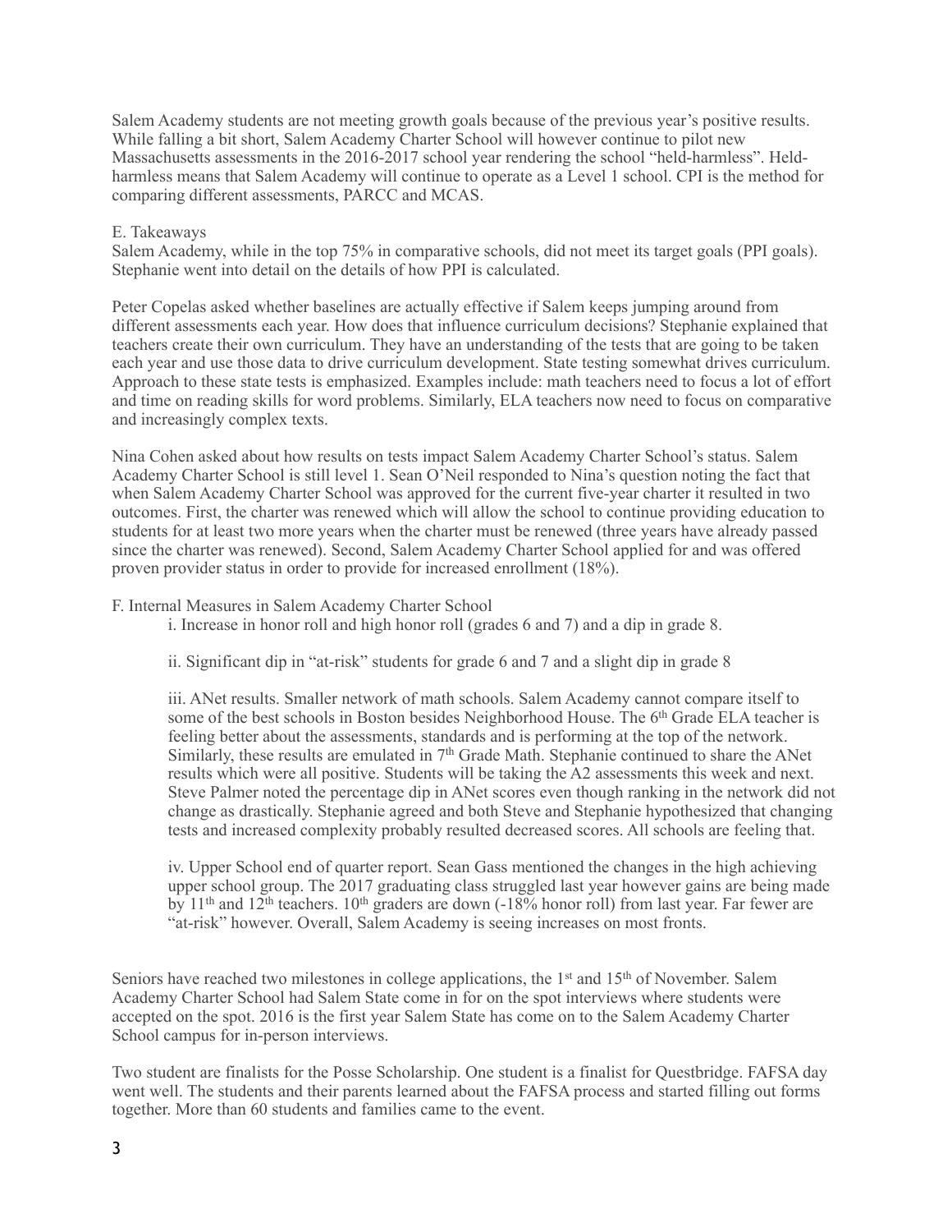Salem Academy students are not meeting growth goals because of the previous year's positive results. While falling a bit short, Salem Academy Charter School will however continue to pilot new Massachusetts assessments in the 2016-2017 school year rendering the school "held-harmless". Held-harmless means that Salem Academy will continue to operate as a Level 1 school. CPI is the method for comparing different assessments, PARCC and MCAS.

E. Takeaways

Salem Academy, while in the top 75% in comparative schools, did not meet its target goals (PPI goals). Stephanie went into detail on the details of how PPI is calculated.

Peter Copelas asked whether baselines are actually effective if Salem keeps jumping around from different assessments each year. How does that influence curriculum decisions? Stephanie explained that teachers create their own curriculum. They have an understanding of the tests that are going to be taken each year and use those data to drive curriculum development. State testing somewhat drives curriculum. Approach to these state tests is emphasized. Examples include: math teachers need to focus a lot of effort and time on reading skills for word problems. Similarly, ELA teachers now need to focus on comparative and increasingly complex texts.

Nina Cohen asked about how results on tests impact Salem Academy Charter School's status. Salem Academy Charter School is still level 1. Sean O'Neil responded to Nina's question noting the fact that when Salem Academy Charter School was approved for the current five-year charter it resulted in two outcomes. First, the charter was renewed which will allow the school to continue providing education to students for at least two more years when the charter must be renewed (three years have already passed since the charter was renewed). Second, Salem Academy Charter School applied for and was offered proven provider status in order to provide for increased enrollment (18%).

F. Internal Measures in Salem Academy Charter School

i. Increase in honor roll and high honor roll (grades 6 and 7) and a dip in grade 8.

ii. Significant dip in "at-risk" students for grade 6 and 7 and a slight dip in grade 8

iii. ANet results. Smaller network of math schools. Salem Academy cannot compare itself to some of the best schools in Boston besides Neighborhood House. The 6th Grade ELA teacher is feeling better about the assessments, standards and is performing at the top of the network. Similarly, these results are emulated in 7th Grade Math. Stephanie continued to share the ANet results which were all positive. Students will be taking the A2 assessments this week and next. Steve Palmer noted the percentage dip in ANet scores even though ranking in the network did not change as drastically. Stephanie agreed and both Steve and Stephanie hypothesized that changing tests and increased complexity probably resulted decreased scores. All schools are feeling that.

iv. Upper School end of quarter report. Sean Gass mentioned the changes in the high achieving upper school group. The 2017 graduating class struggled last year however gains are being made by 11th and 12th teachers. 10th graders are down (-18% honor roll) from last year. Far fewer are "at-risk" however. Overall, Salem Academy is seeing increases on most fronts.

Seniors have reached two milestones in college applications, the 1st and 15th of November. Salem Academy Charter School had Salem State come in for on the spot interviews where students were accepted on the spot. 2016 is the first year Salem State has come on to the Salem Academy Charter School campus for in-person interviews.

Two student are finalists for the Posse Scholarship. One student is a finalist for Questbridge. FAFSA day went well. The students and their parents learned about the FAFSA process and started filling out forms together. More than 60 students and families came to the event.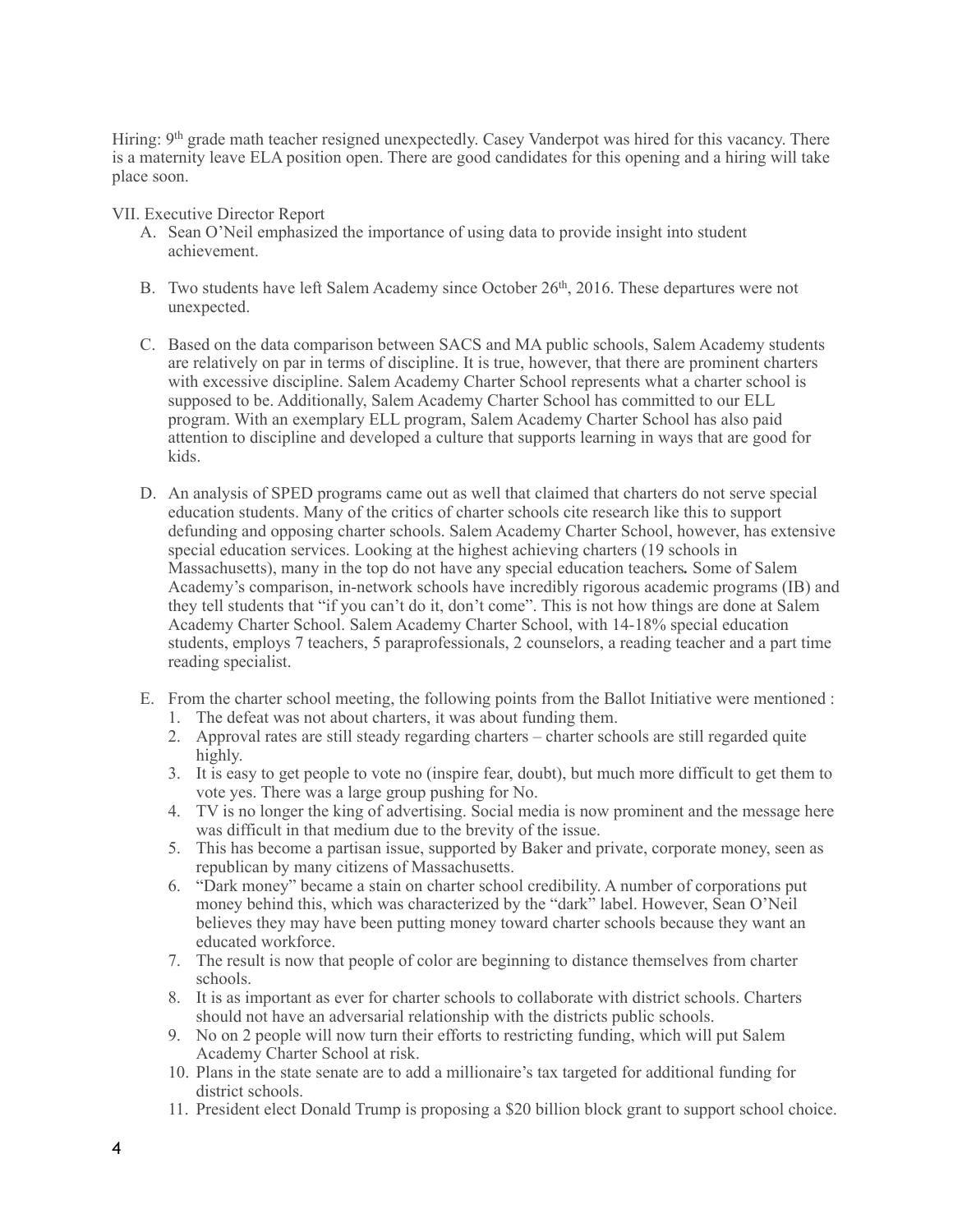Hiring: 9th grade math teacher resigned unexpectedly. Casey Vanderpot was hired for this vacancy. There is a maternity leave ELA position open. There are good candidates for this opening and a hiring will take place soon.

VII. Executive Director Report

A. Sean O'Neil emphasized the importance of using data to provide insight into student achievement.

B. Two students have left Salem Academy since October 26th, 2016. These departures were not unexpected.

C. Based on the data comparison between SACS and MA public schools, Salem Academy students are relatively on par in terms of discipline. It is true, however, that there are prominent charters with excessive discipline. Salem Academy Charter School represents what a charter school is supposed to be. Additionally, Salem Academy Charter School has committed to our ELL program. With an exemplary ELL program, Salem Academy Charter School has also paid attention to discipline and developed a culture that supports learning in ways that are good for kids.

D. An analysis of SPED programs came out as well that claimed that charters do not serve special education students. Many of the critics of charter schools cite research like this to support defunding and opposing charter schools. Salem Academy Charter School, however, has extensive special education services. Looking at the highest achieving charters (19 schools in Massachusetts), many in the top do not have any special education teachers**.** Some of Salem Academy's comparison, in-network schools have incredibly rigorous academic programs (IB) and they tell students that "if you can't do it, don't come". This is not how things are done at Salem Academy Charter School. Salem Academy Charter School, with 14-18% special education students, employs 7 teachers, 5 paraprofessionals, 2 counselors, a reading teacher and a part time reading specialist.

E. From the charter school meeting, the following points from the Ballot Initiative were mentioned :
   1. The defeat was not about charters, it was about funding them.
   2. Approval rates are still steady regarding charters – charter schools are still regarded quite highly.
   3. It is easy to get people to vote no (inspire fear, doubt), but much more difficult to get them to vote yes. There was a large group pushing for No.
   4. TV is no longer the king of advertising. Social media is now prominent and the message here was difficult in that medium due to the brevity of the issue.
   5. This has become a partisan issue, supported by Baker and private, corporate money, seen as republican by many citizens of Massachusetts.
   6. "Dark money" became a stain on charter school credibility. A number of corporations put money behind this, which was characterized by the "dark" label. However, Sean O'Neil believes they may have been putting money toward charter schools because they want an educated workforce.
   7. The result is now that people of color are beginning to distance themselves from charter schools.
   8. It is as important as ever for charter schools to collaborate with district schools. Charters should not have an adversarial relationship with the districts public schools.
   9. No on 2 people will now turn their efforts to restricting funding, which will put Salem Academy Charter School at risk.
   10. Plans in the state senate are to add a millionaire's tax targeted for additional funding for district schools.
   11. President elect Donald Trump is proposing a $20 billion block grant to support school choice.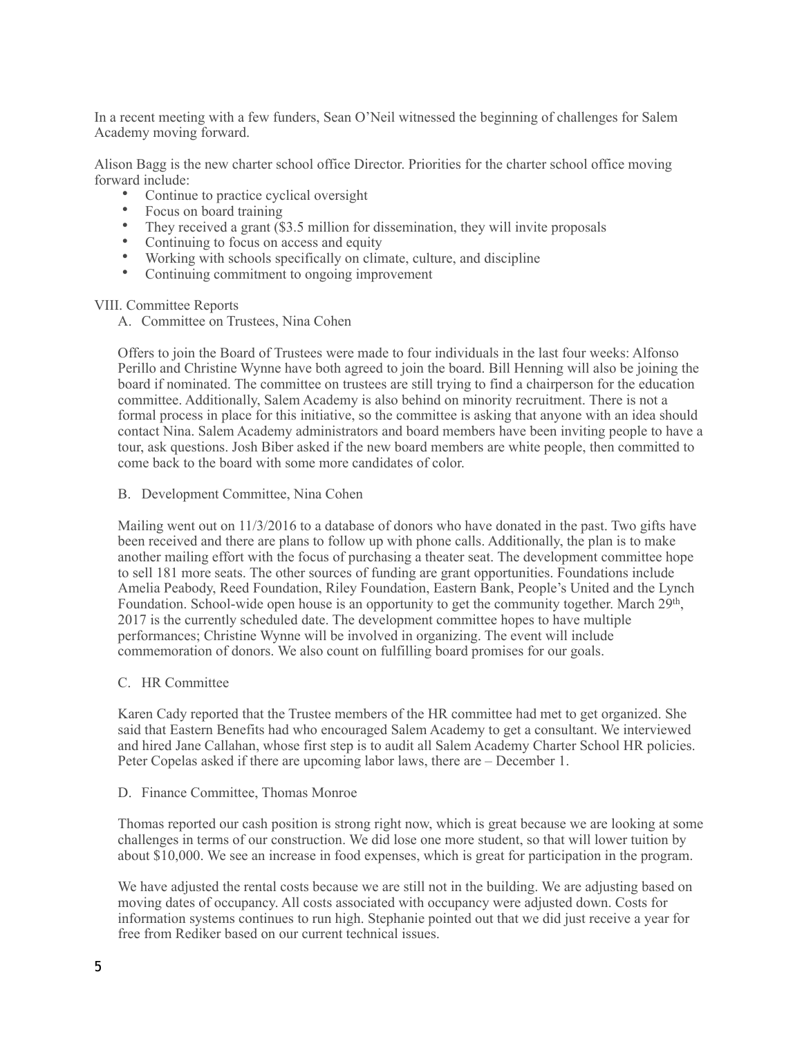In a recent meeting with a few funders, Sean O'Neil witnessed the beginning of challenges for Salem Academy moving forward.

Alison Bagg is the new charter school office Director. Priorities for the charter school office moving forward include:

- Continue to practice cyclical oversight
- Focus on board training
- They received a grant ($3.5 million for dissemination, they will invite proposals
- Continuing to focus on access and equity
- Working with schools specifically on climate, culture, and discipline
- Continuing commitment to ongoing improvement

VIII. Committee Reports

A. Committee on Trustees, Nina Cohen

Offers to join the Board of Trustees were made to four individuals in the last four weeks: Alfonso Perillo and Christine Wynne have both agreed to join the board. Bill Henning will also be joining the board if nominated. The committee on trustees are still trying to find a chairperson for the education committee. Additionally, Salem Academy is also behind on minority recruitment. There is not a formal process in place for this initiative, so the committee is asking that anyone with an idea should contact Nina. Salem Academy administrators and board members have been inviting people to have a tour, ask questions. Josh Biber asked if the new board members are white people, then committed to come back to the board with some more candidates of color.

B. Development Committee, Nina Cohen

Mailing went out on 11/3/2016 to a database of donors who have donated in the past. Two gifts have been received and there are plans to follow up with phone calls. Additionally, the plan is to make another mailing effort with the focus of purchasing a theater seat. The development committee hope to sell 181 more seats. The other sources of funding are grant opportunities. Foundations include Amelia Peabody, Reed Foundation, Riley Foundation, Eastern Bank, People's United and the Lynch Foundation. School-wide open house is an opportunity to get the community together. March 29th, 2017 is the currently scheduled date. The development committee hopes to have multiple performances; Christine Wynne will be involved in organizing. The event will include commemoration of donors. We also count on fulfilling board promises for our goals.

C. HR Committee

Karen Cady reported that the Trustee members of the HR committee had met to get organized. She said that Eastern Benefits had who encouraged Salem Academy to get a consultant. We interviewed and hired Jane Callahan, whose first step is to audit all Salem Academy Charter School HR policies. Peter Copelas asked if there are upcoming labor laws, there are – December 1.

D. Finance Committee, Thomas Monroe

Thomas reported our cash position is strong right now, which is great because we are looking at some challenges in terms of our construction. We did lose one more student, so that will lower tuition by about $10,000. We see an increase in food expenses, which is great for participation in the program.

We have adjusted the rental costs because we are still not in the building. We are adjusting based on moving dates of occupancy. All costs associated with occupancy were adjusted down. Costs for information systems continues to run high. Stephanie pointed out that we did just receive a year for free from Rediker based on our current technical issues.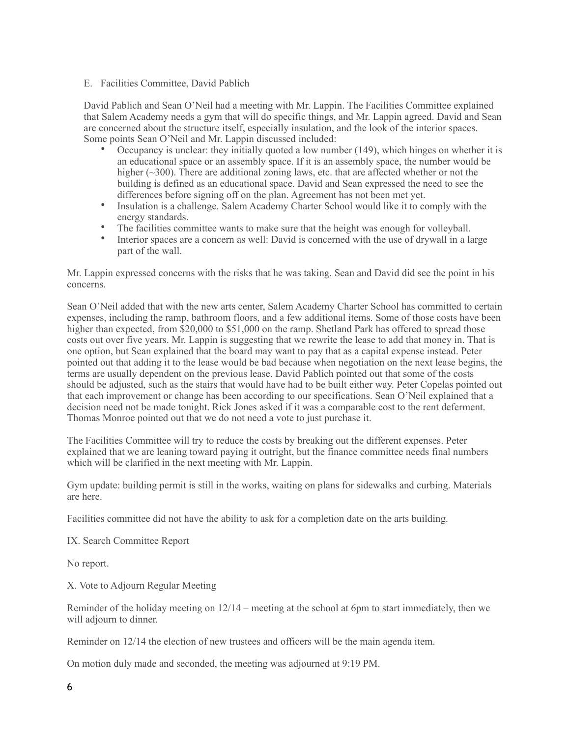E. Facilities Committee, David Pablich

David Pablich and Sean O'Neil had a meeting with Mr. Lappin. The Facilities Committee explained that Salem Academy needs a gym that will do specific things, and Mr. Lappin agreed. David and Sean are concerned about the structure itself, especially insulation, and the look of the interior spaces. Some points Sean O'Neil and Mr. Lappin discussed included:

- Occupancy is unclear: they initially quoted a low number (149), which hinges on whether it is an educational space or an assembly space. If it is an assembly space, the number would be higher (~300). There are additional zoning laws, etc. that are affected whether or not the building is defined as an educational space. David and Sean expressed the need to see the differences before signing off on the plan. Agreement has not been met yet.
- Insulation is a challenge. Salem Academy Charter School would like it to comply with the energy standards.
- The facilities committee wants to make sure that the height was enough for volleyball.
- Interior spaces are a concern as well: David is concerned with the use of drywall in a large part of the wall.

Mr. Lappin expressed concerns with the risks that he was taking. Sean and David did see the point in his concerns.

Sean O'Neil added that with the new arts center, Salem Academy Charter School has committed to certain expenses, including the ramp, bathroom floors, and a few additional items. Some of those costs have been higher than expected, from $20,000 to $51,000 on the ramp. Shetland Park has offered to spread those costs out over five years. Mr. Lappin is suggesting that we rewrite the lease to add that money in. That is one option, but Sean explained that the board may want to pay that as a capital expense instead. Peter pointed out that adding it to the lease would be bad because when negotiation on the next lease begins, the terms are usually dependent on the previous lease. David Pablich pointed out that some of the costs should be adjusted, such as the stairs that would have had to be built either way. Peter Copelas pointed out that each improvement or change has been according to our specifications. Sean O'Neil explained that a decision need not be made tonight. Rick Jones asked if it was a comparable cost to the rent deferment. Thomas Monroe pointed out that we do not need a vote to just purchase it.

The Facilities Committee will try to reduce the costs by breaking out the different expenses. Peter explained that we are leaning toward paying it outright, but the finance committee needs final numbers which will be clarified in the next meeting with Mr. Lappin.

Gym update: building permit is still in the works, waiting on plans for sidewalks and curbing. Materials are here.

Facilities committee did not have the ability to ask for a completion date on the arts building.

IX. Search Committee Report

No report.

X. Vote to Adjourn Regular Meeting

Reminder of the holiday meeting on 12/14 – meeting at the school at 6pm to start immediately, then we will adjourn to dinner.

Reminder on 12/14 the election of new trustees and officers will be the main agenda item.

On motion duly made and seconded, the meeting was adjourned at 9:19 PM.